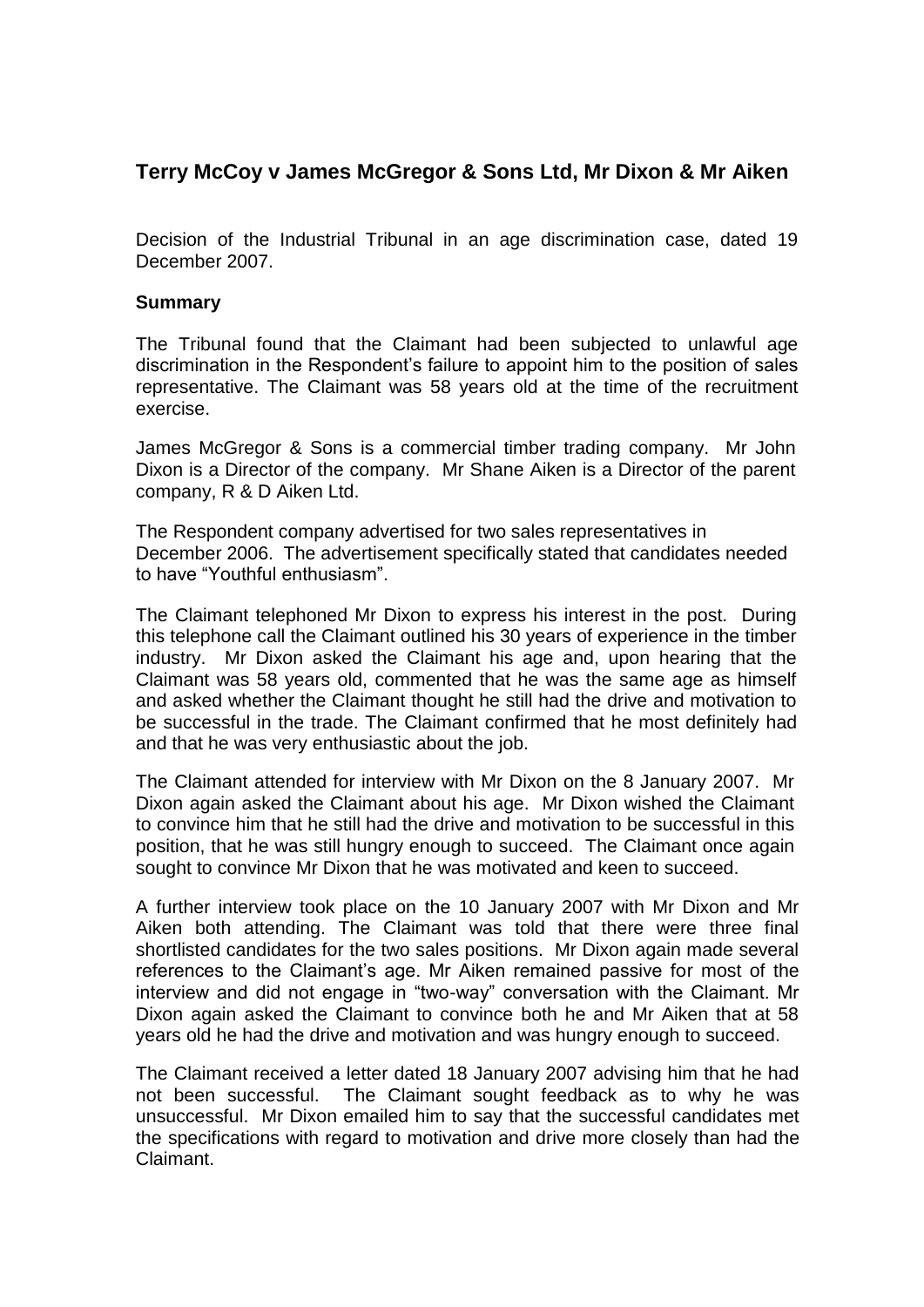## Terry McCoy v James McGregor & Sons Ltd, Mr Dixon & Mr Aiken

Decision of the Industrial Tribunal in an age discrimination case, dated 19 December 2007.

**Summary**

The Tribunal found that the Claimant had been subjected to unlawful age discrimination in the Respondent's failure to appoint him to the position of sales representative. The Claimant was 58 years old at the time of the recruitment exercise.

James McGregor & Sons is a commercial timber trading company. Mr John Dixon is a Director of the company. Mr Shane Aiken is a Director of the parent company, R & D Aiken Ltd.

The Respondent company advertised for two sales representatives in December 2006. The advertisement specifically stated that candidates needed to have "Youthful enthusiasm".

The Claimant telephoned Mr Dixon to express his interest in the post. During this telephone call the Claimant outlined his 30 years of experience in the timber industry. Mr Dixon asked the Claimant his age and, upon hearing that the Claimant was 58 years old, commented that he was the same age as himself and asked whether the Claimant thought he still had the drive and motivation to be successful in the trade. The Claimant confirmed that he most definitely had and that he was very enthusiastic about the job.

The Claimant attended for interview with Mr Dixon on the 8 January 2007. Mr Dixon again asked the Claimant about his age. Mr Dixon wished the Claimant to convince him that he still had the drive and motivation to be successful in this position, that he was still hungry enough to succeed. The Claimant once again sought to convince Mr Dixon that he was motivated and keen to succeed.

A further interview took place on the 10 January 2007 with Mr Dixon and Mr Aiken both attending. The Claimant was told that there were three final shortlisted candidates for the two sales positions. Mr Dixon again made several references to the Claimant's age. Mr Aiken remained passive for most of the interview and did not engage in "two-way" conversation with the Claimant. Mr Dixon again asked the Claimant to convince both he and Mr Aiken that at 58 years old he had the drive and motivation and was hungry enough to succeed.

The Claimant received a letter dated 18 January 2007 advising him that he had not been successful. The Claimant sought feedback as to why he was unsuccessful. Mr Dixon emailed him to say that the successful candidates met the specifications with regard to motivation and drive more closely than had the Claimant.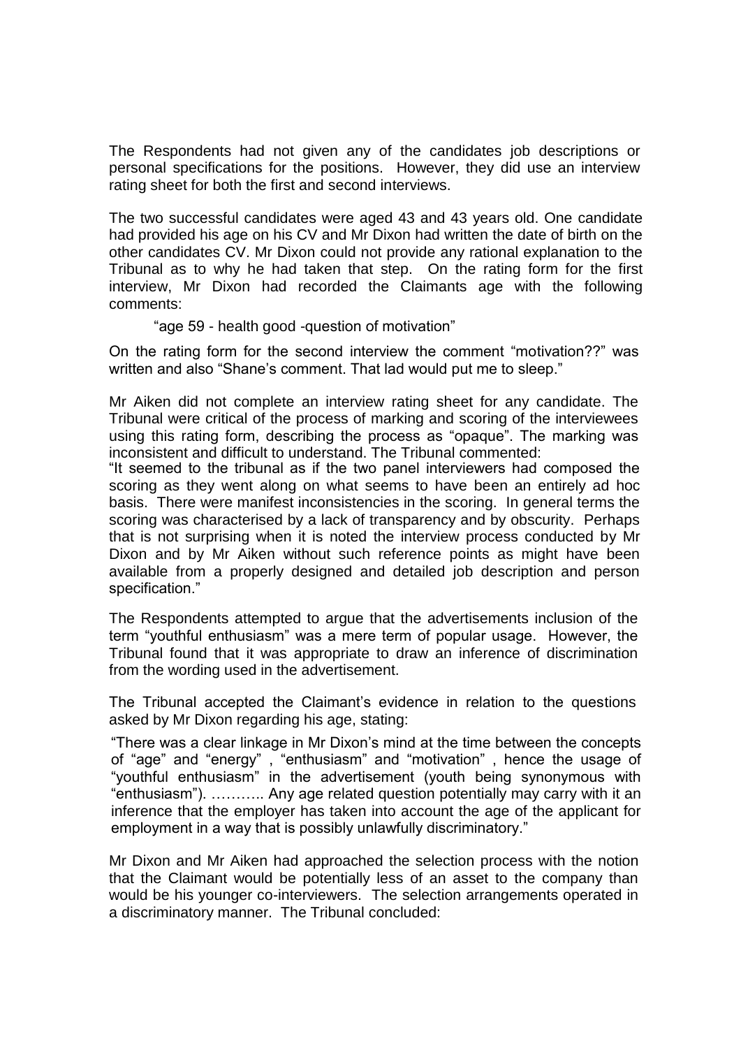The Respondents had not given any of the candidates job descriptions or personal specifications for the positions. However, they did use an interview rating sheet for both the first and second interviews.

The two successful candidates were aged 43 and 43 years old. One candidate had provided his age on his CV and Mr Dixon had written the date of birth on the other candidates CV. Mr Dixon could not provide any rational explanation to the Tribunal as to why he had taken that step. On the rating form for the first interview, Mr Dixon had recorded the Claimants age with the following comments:

> "age 59 - health good -question of motivation"

On the rating form for the second interview the comment "motivation??" was written and also "Shane's comment. That lad would put me to sleep."

Mr Aiken did not complete an interview rating sheet for any candidate. The Tribunal were critical of the process of marking and scoring of the interviewees using this rating form, describing the process as "opaque". The marking was inconsistent and difficult to understand. The Tribunal commented:

"It seemed to the tribunal as if the two panel interviewers had composed the scoring as they went along on what seems to have been an entirely ad hoc basis. There were manifest inconsistencies in the scoring. In general terms the scoring was characterised by a lack of transparency and by obscurity. Perhaps that is not surprising when it is noted the interview process conducted by Mr Dixon and by Mr Aiken without such reference points as might have been available from a properly designed and detailed job description and person specification."

The Respondents attempted to argue that the advertisements inclusion of the term "youthful enthusiasm" was a mere term of popular usage. However, the Tribunal found that it was appropriate to draw an inference of discrimination from the wording used in the advertisement.

The Tribunal accepted the Claimant's evidence in relation to the questions asked by Mr Dixon regarding his age, stating:

"There was a clear linkage in Mr Dixon's mind at the time between the concepts of "age" and "energy" , "enthusiasm" and "motivation" , hence the usage of "youthful enthusiasm" in the advertisement (youth being synonymous with "enthusiasm"). ……….. Any age related question potentially may carry with it an inference that the employer has taken into account the age of the applicant for employment in a way that is possibly unlawfully discriminatory."

Mr Dixon and Mr Aiken had approached the selection process with the notion that the Claimant would be potentially less of an asset to the company than would be his younger co-interviewers. The selection arrangements operated in a discriminatory manner. The Tribunal concluded: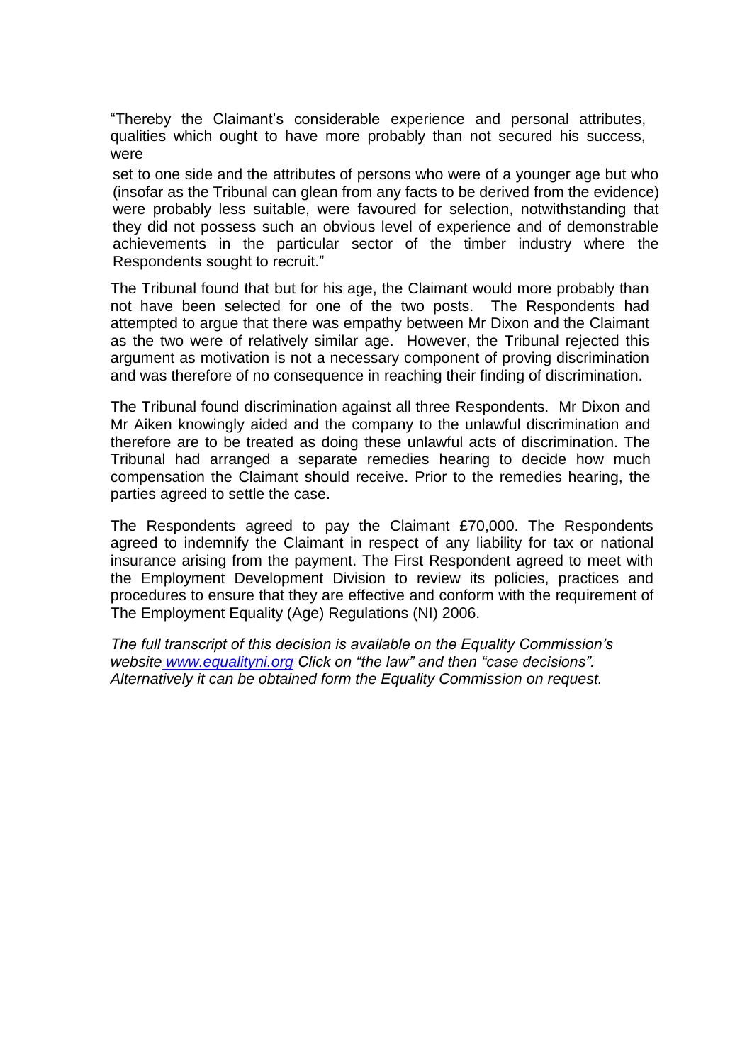"Thereby the Claimant's considerable experience and personal attributes, qualities which ought to have more probably than not secured his success, were set to one side and the attributes of persons who were of a younger age but who (insofar as the Tribunal can glean from any facts to be derived from the evidence) were probably less suitable, were favoured for selection, notwithstanding that they did not possess such an obvious level of experience and of demonstrable achievements in the particular sector of the timber industry where the Respondents sought to recruit."

The Tribunal found that but for his age, the Claimant would more probably than not have been selected for one of the two posts. The Respondents had attempted to argue that there was empathy between Mr Dixon and the Claimant as the two were of relatively similar age. However, the Tribunal rejected this argument as motivation is not a necessary component of proving discrimination and was therefore of no consequence in reaching their finding of discrimination.

The Tribunal found discrimination against all three Respondents. Mr Dixon and Mr Aiken knowingly aided and the company to the unlawful discrimination and therefore are to be treated as doing these unlawful acts of discrimination. The Tribunal had arranged a separate remedies hearing to decide how much compensation the Claimant should receive. Prior to the remedies hearing, the parties agreed to settle the case.

The Respondents agreed to pay the Claimant £70,000. The Respondents agreed to indemnify the Claimant in respect of any liability for tax or national insurance arising from the payment. The First Respondent agreed to meet with the Employment Development Division to review its policies, practices and procedures to ensure that they are effective and conform with the requirement of The Employment Equality (Age) Regulations (NI) 2006.

*The full transcript of this decision is available on the Equality Commission's website [www.equalityni.org](http://www.equalityni.org) Click on "the law" and then "case decisions". Alternatively it can be obtained form the Equality Commission on request.*